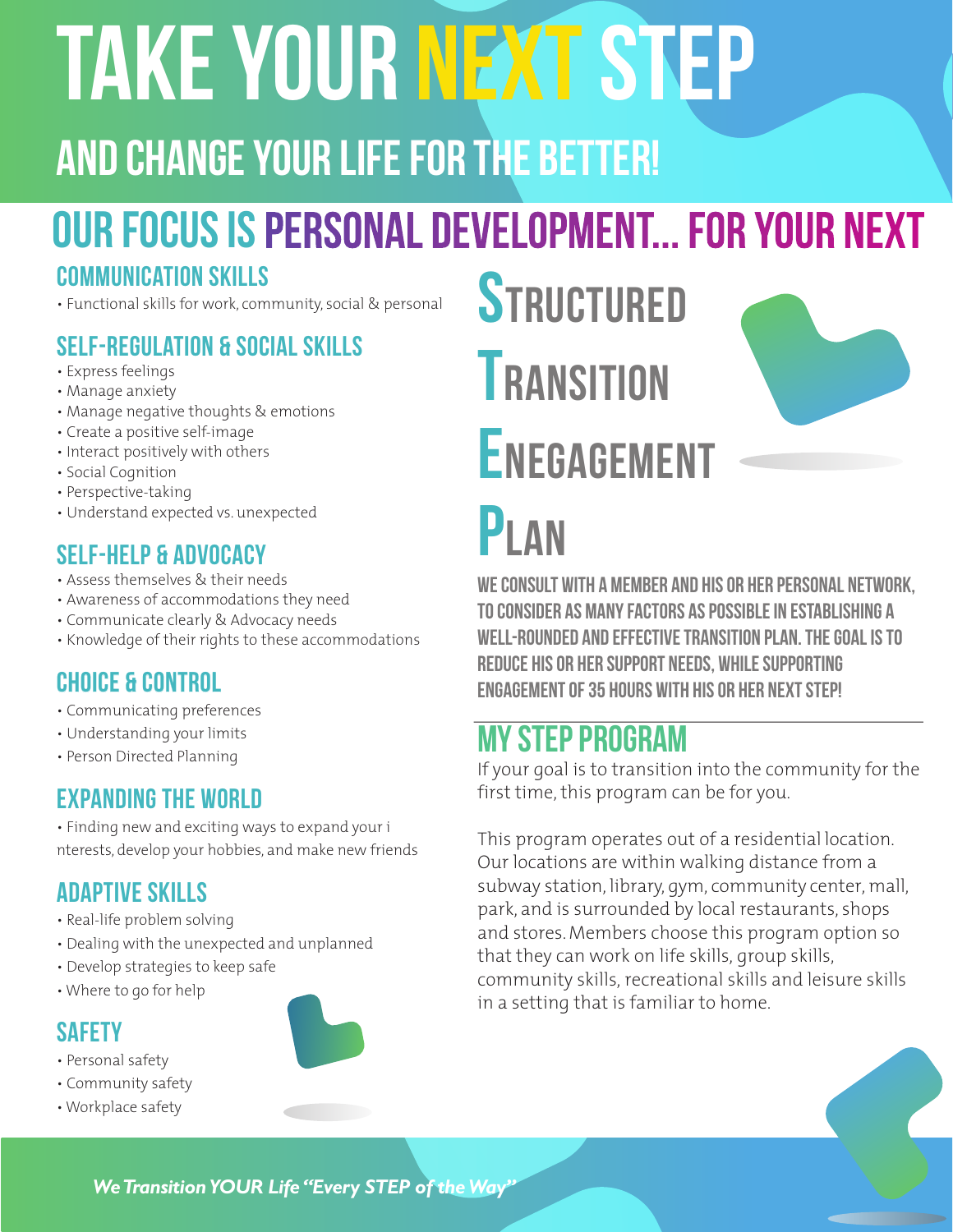# TAKE YOUR NEXT STEP

## AND CHANGE YOUR LIFE FOR THE BETTER!

## OUR FOCUS IS PERSONAL DEVELOPMENT... FOR YOUR NEXT

### COMMUNICATION SKILLS

- Functional skills for work, community, social & personal

### SELF-REGULATION & SOCIAL SKILLS

- Express feelings
- Manage anxiety
- Manage negative thoughts & emotions
- Create a positive self-image
- Interact positively with others
- Social Cognition
- Perspective-taking
- Understand expected vs. unexpected

### SELF-HELP & ADVOCACY

- Assess themselves & their needs
- Awareness of accommodations they need
- Communicate clearly & Advocacy needs
- Knowledge of their rights to these accommodations

### CHOICE & CONTROL

- Communicating preferences
- Understanding your limits
- Person Directed Planning

### EXPANDING THE WORLD

- Finding new and exciting ways to expand your i nterests, develop your hobbies, and make new friends

### ADAPTIVE SKILLS

- Real-life problem solving
- Dealing with the unexpected and unplanned
- Develop strategies to keep safe
- Where to go for help

### SAFETY

- Personal safety
- Community safety
- Workplace safety

## STRUCTURED TRANSITION ENEGAGEMENT PLAN

**WE CONSULT WITH A MEMBER AND HIS OR HER PERSONAL NETWORK, TO CONSIDER AS MANY FACTORS AS POSSIBLE IN ESTABLISHING A WELL-ROUNDED AND EFFECTIVE TRANSITION PLAN. THE GOAL IS TO REDUCE HIS OR HER SUPPORT NEEDS, WHILE SUPPORTING ENGAGEMENT OF 35 HOURS WITH HIS OR HER NEXT STEP!**

## MY STEP PROGRAM

If your goal is to transition into the community for the first time, this program can be for you.

This program operates out of a residential location. Our locations are within walking distance from a subway station, library, gym, community center, mall, park, and is surrounded by local restaurants, shops and stores. Members choose this program option so that they can work on life skills, group skills, community skills, recreational skills and leisure skills in a setting that is familiar to home.

*We Transition YOUR Life "Every STEP of the Way"*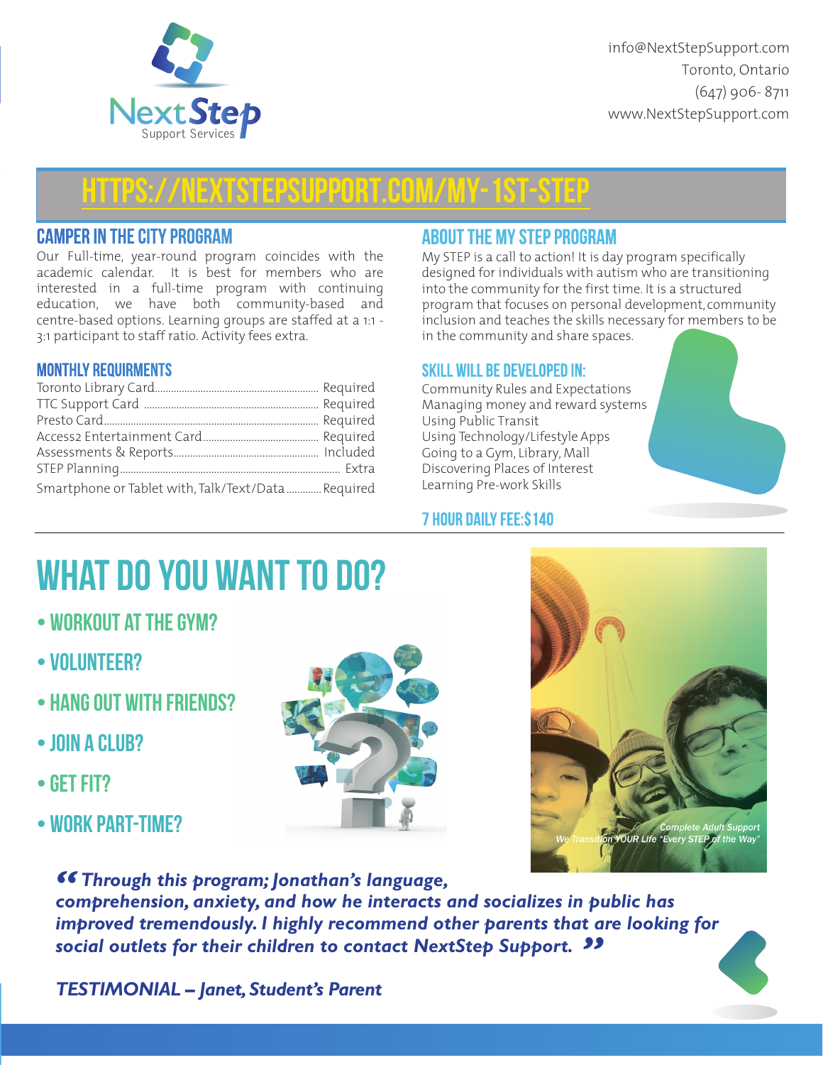info@NextStepSupport.com
Toronto, Ontario
(647) 906- 8711
www.NextStepSupport.com

# HTTPS://NEXTSTEPSUPPORT.COM/MY-1ST-STEP

## CAMPER IN THE CITY PROGRAM

Our Full-time, year-round program coincides with the academic calendar. It is best for members who are interested in a full-time program with continuing education, we have both community-based and centre-based options. Learning groups are staffed at a 1:1 - 3:1 participant to staff ratio. Activity fees extra.

### MONTHLY REQUIRMENTS

| | |
|---|---|
| Toronto Library Card | Required |
| TTC Support Card | Required |
| Presto Card | Required |
| Access2 Entertainment Card | Required |
| Assessments & Reports | Included |
| STEP Planning | Extra |
| Smartphone or Tablet with, Talk/Text/Data | Required |

## ABOUT THE MY STEP PROGRAM

My STEP is a call to action! It is day program specifically designed for individuals with autism who are transitioning into the community for the first time. It is a structured program that focuses on personal development, community inclusion and teaches the skills necessary for members to be in the community and share spaces.

### SKILL WILL BE DEVELOPED IN:

Community Rules and Expectations
Managing money and reward systems
Using Public Transit
Using Technology/Lifestyle Apps
Going to a Gym, Library, Mall
Discovering Places of Interest
Learning Pre-work Skills

### 7 HOUR DAILY FEE: $140

# WHAT DO YOU WANT TO DO?

- WORKOUT AT THE GYM?
- VOLUNTEER?
- HANG OUT WITH FRIENDS?
- JOIN A CLUB?
- GET FIT?
- WORK PART-TIME?

Complete Adult Support
We Transition YOUR Life "Every STEP of the Way"

*"Through this program; Jonathan's language, comprehension, anxiety, and how he interacts and socializes in public has improved tremendously. I highly recommend other parents that are looking for social outlets for their children to contact NextStep Support."*

*TESTIMONIAL – Janet, Student's Parent*